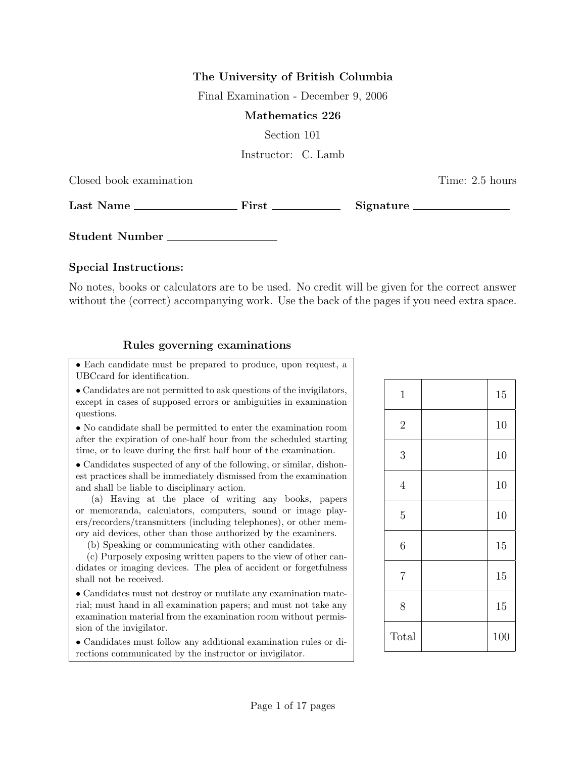**The University of British Columbia**

Final Examination - December 9, 2006

**Mathematics 226**

Section 101

Instructor: C. Lamb

Closed book examination | Time: 2.5 hours

**Last Name** ________________ **First** ____________ **Signature** ________________

**Student Number** ________________

**Special Instructions:**

No notes, books or calculators are to be used. No credit will be given for the correct answer without the (correct) accompanying work. Use the back of the pages if you need extra space.

**Rules governing examinations**

- Each candidate must be prepared to produce, upon request, a UBCcard for identification.
- Candidates are not permitted to ask questions of the invigilators, except in cases of supposed errors or ambiguities in examination questions.
- No candidate shall be permitted to enter the examination room after the expiration of one-half hour from the scheduled starting time, or to leave during the first half hour of the examination.
- Candidates suspected of any of the following, or similar, dishonest practices shall be immediately dismissed from the examination and shall be liable to disciplinary action.
  - (a) Having at the place of writing any books, papers or memoranda, calculators, computers, sound or image players/recorders/transmitters (including telephones), or other memory aid devices, other than those authorized by the examiners.
  - (b) Speaking or communicating with other candidates.
  - (c) Purposely exposing written papers to the view of other candidates or imaging devices. The plea of accident or forgetfulness shall not be received.
- Candidates must not destroy or mutilate any examination material; must hand in all examination papers; and must not take any examination material from the examination room without permission of the invigilator.
- Candidates must follow any additional examination rules or directions communicated by the instructor or invigilator.

| | | |
|---|---|---|
| 1 | | 15 |
| 2 | | 10 |
| 3 | | 10 |
| 4 | | 10 |
| 5 | | 10 |
| 6 | | 15 |
| 7 | | 15 |
| 8 | | 15 |
| Total | | 100 |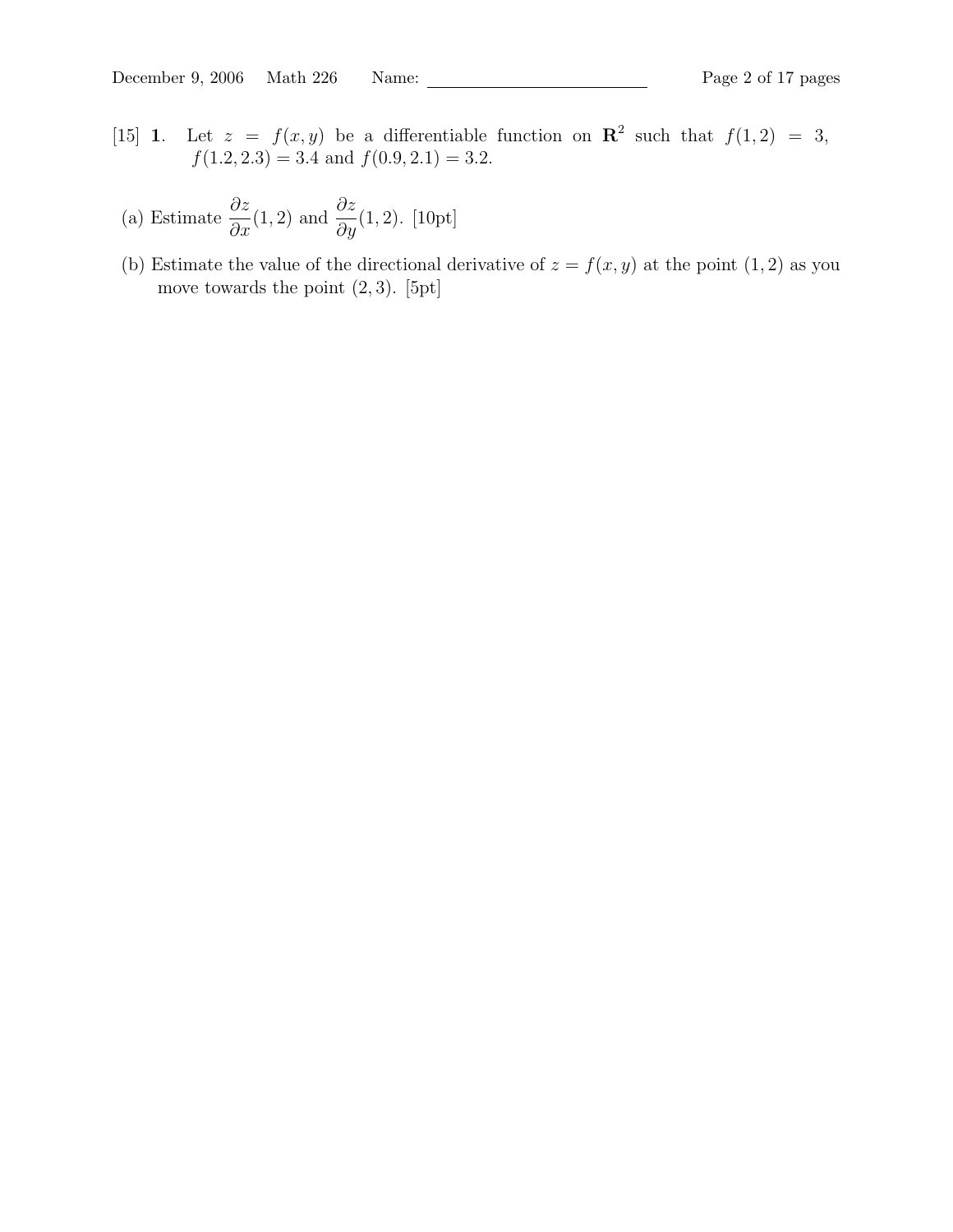[15] **1.** Let $z = f(x, y)$ be a differentiable function on $\mathbf{R}^2$ such that $f(1, 2) = 3$, $f(1.2, 2.3) = 3.4$ and $f(0.9, 2.1) = 3.2$.

(a) Estimate $\dfrac{\partial z}{\partial x}(1, 2)$ and $\dfrac{\partial z}{\partial y}(1, 2)$. [10pt]

(b) Estimate the value of the directional derivative of $z = f(x, y)$ at the point $(1, 2)$ as you move towards the point $(2, 3)$. [5pt]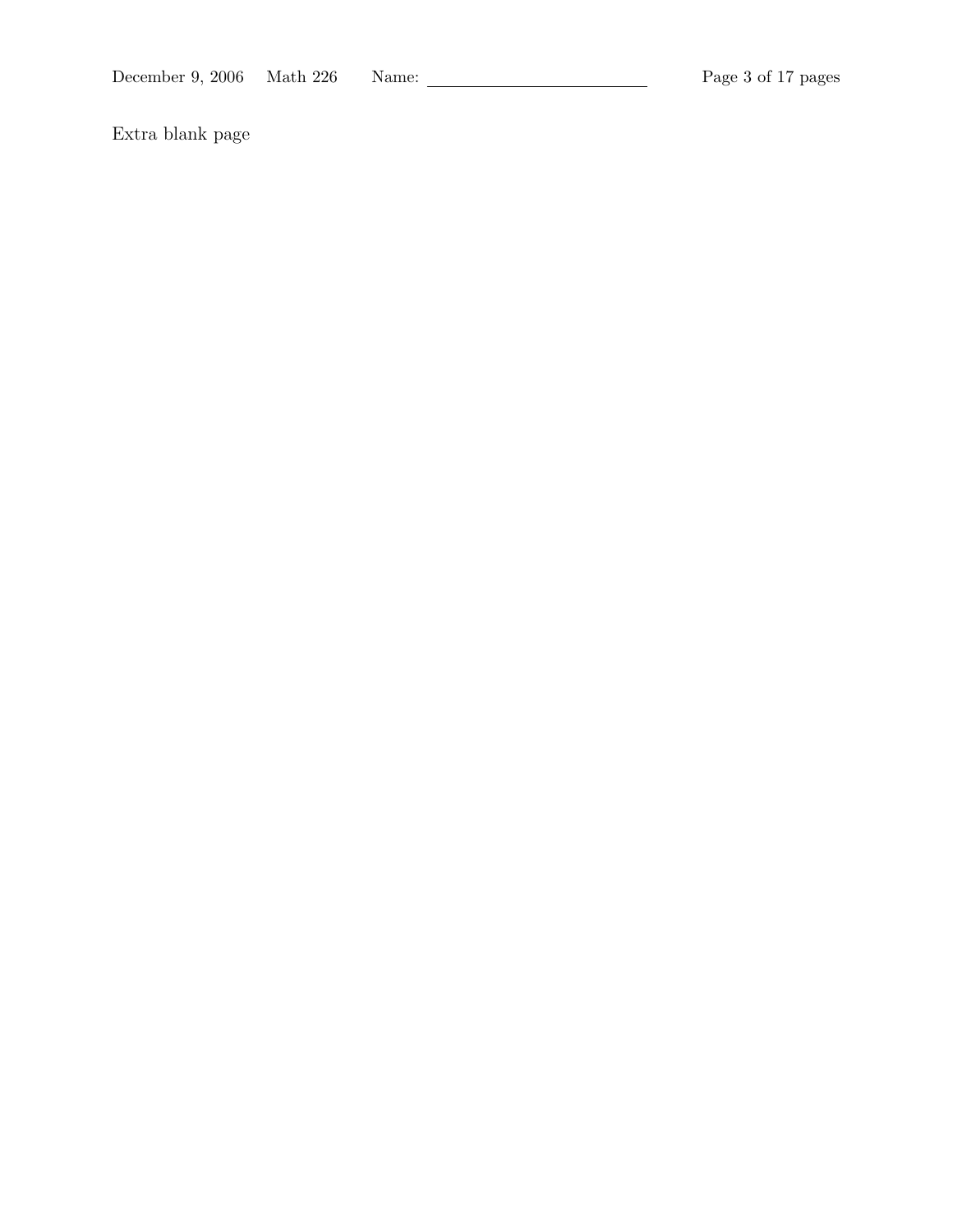Extra blank page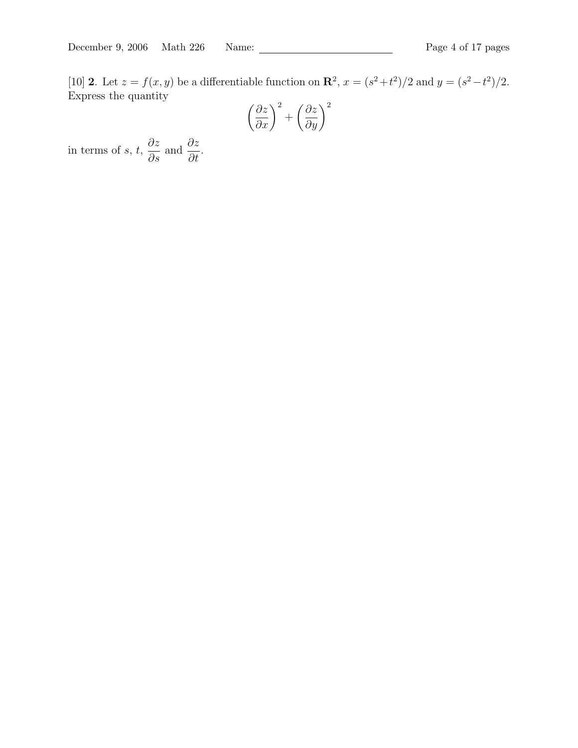[10] **2**. Let $z = f(x, y)$ be a differentiable function on $\mathbf{R}^2$, $x = (s^2 + t^2)/2$ and $y = (s^2 - t^2)/2$. Express the quantity

$$\left(\frac{\partial z}{\partial x}\right)^2 + \left(\frac{\partial z}{\partial y}\right)^2$$

in terms of $s$, $t$, $\dfrac{\partial z}{\partial s}$ and $\dfrac{\partial z}{\partial t}$.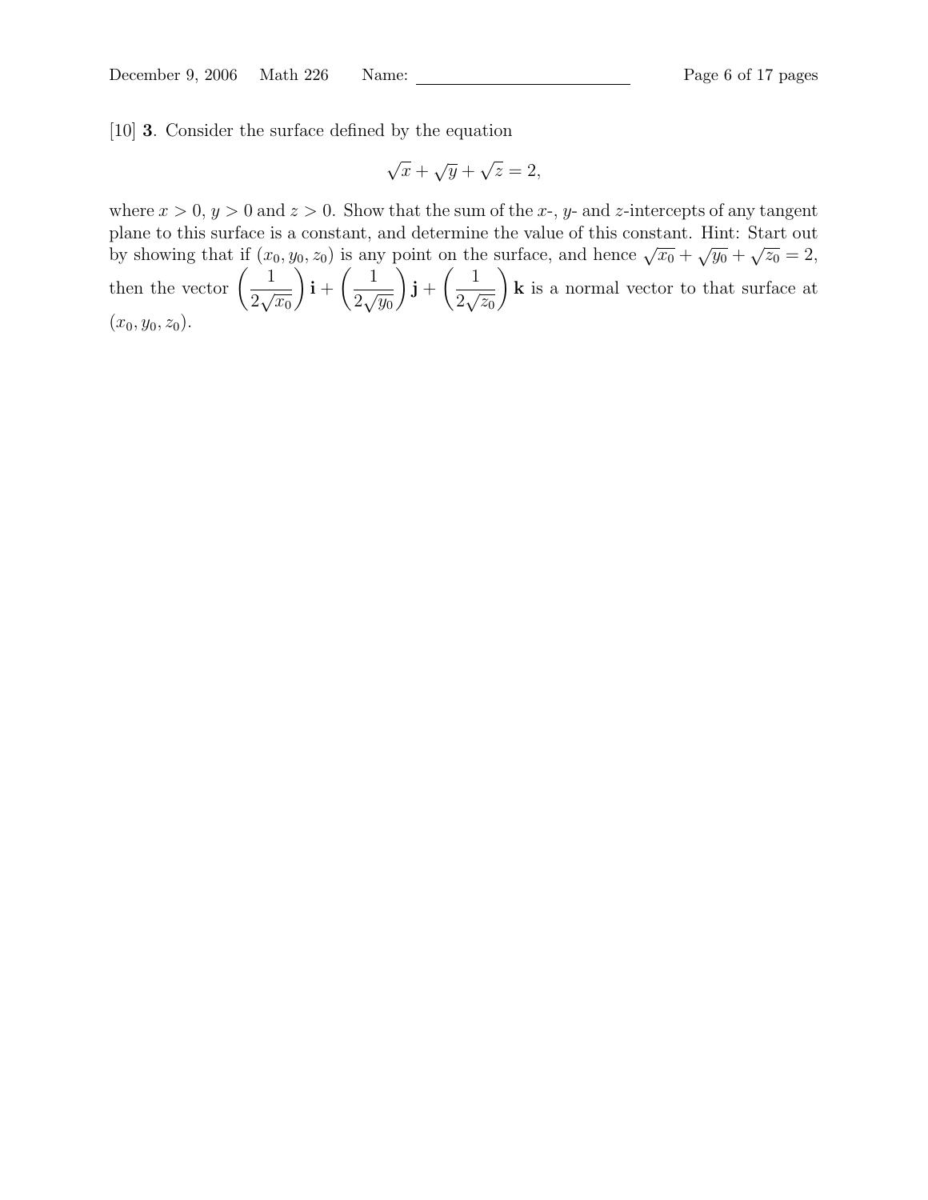[10] **3**. Consider the surface defined by the equation

$$\sqrt{x} + \sqrt{y} + \sqrt{z} = 2,$$

where $x > 0$, $y > 0$ and $z > 0$. Show that the sum of the $x$-, $y$- and $z$-intercepts of any tangent plane to this surface is a constant, and determine the value of this constant. Hint: Start out by showing that if $(x_0, y_0, z_0)$ is any point on the surface, and hence $\sqrt{x_0} + \sqrt{y_0} + \sqrt{z_0} = 2$, then the vector $\left(\frac{1}{2\sqrt{x_0}}\right)\mathbf{i} + \left(\frac{1}{2\sqrt{y_0}}\right)\mathbf{j} + \left(\frac{1}{2\sqrt{z_0}}\right)\mathbf{k}$ is a normal vector to that surface at $(x_0, y_0, z_0)$.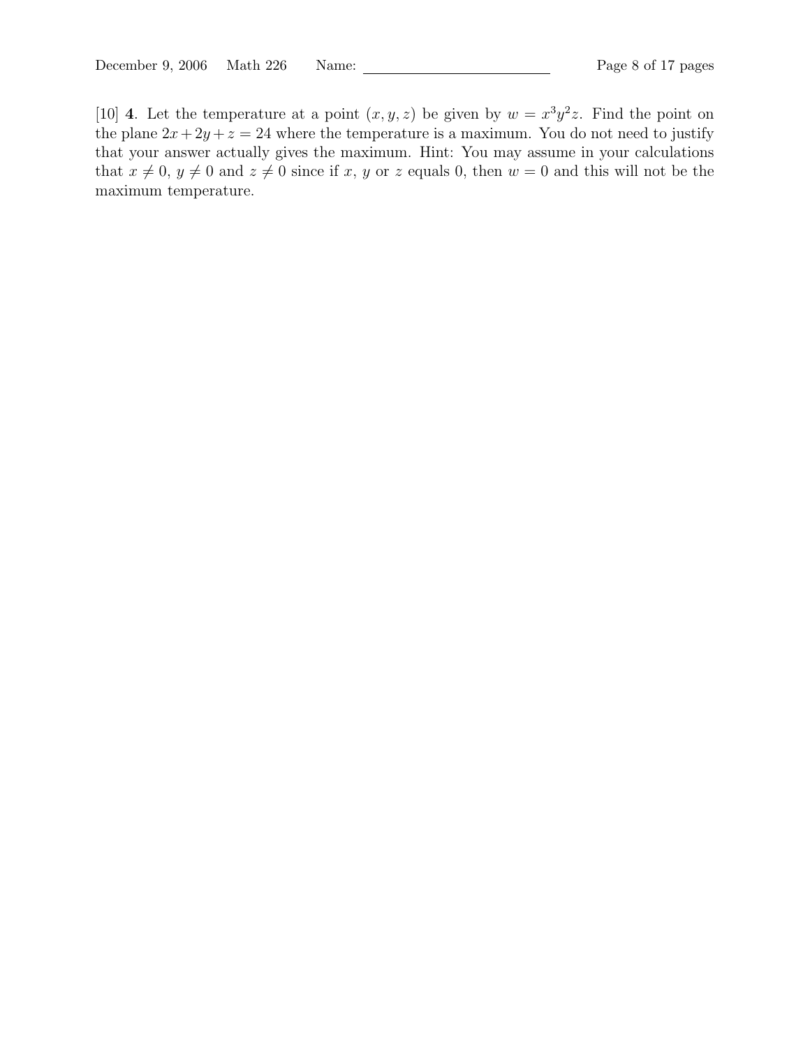[10] **4**. Let the temperature at a point $(x, y, z)$ be given by $w = x^3y^2z$. Find the point on the plane $2x + 2y + z = 24$ where the temperature is a maximum. You do not need to justify that your answer actually gives the maximum. Hint: You may assume in your calculations that $x \neq 0$, $y \neq 0$ and $z \neq 0$ since if $x$, $y$ or $z$ equals 0, then $w = 0$ and this will not be the maximum temperature.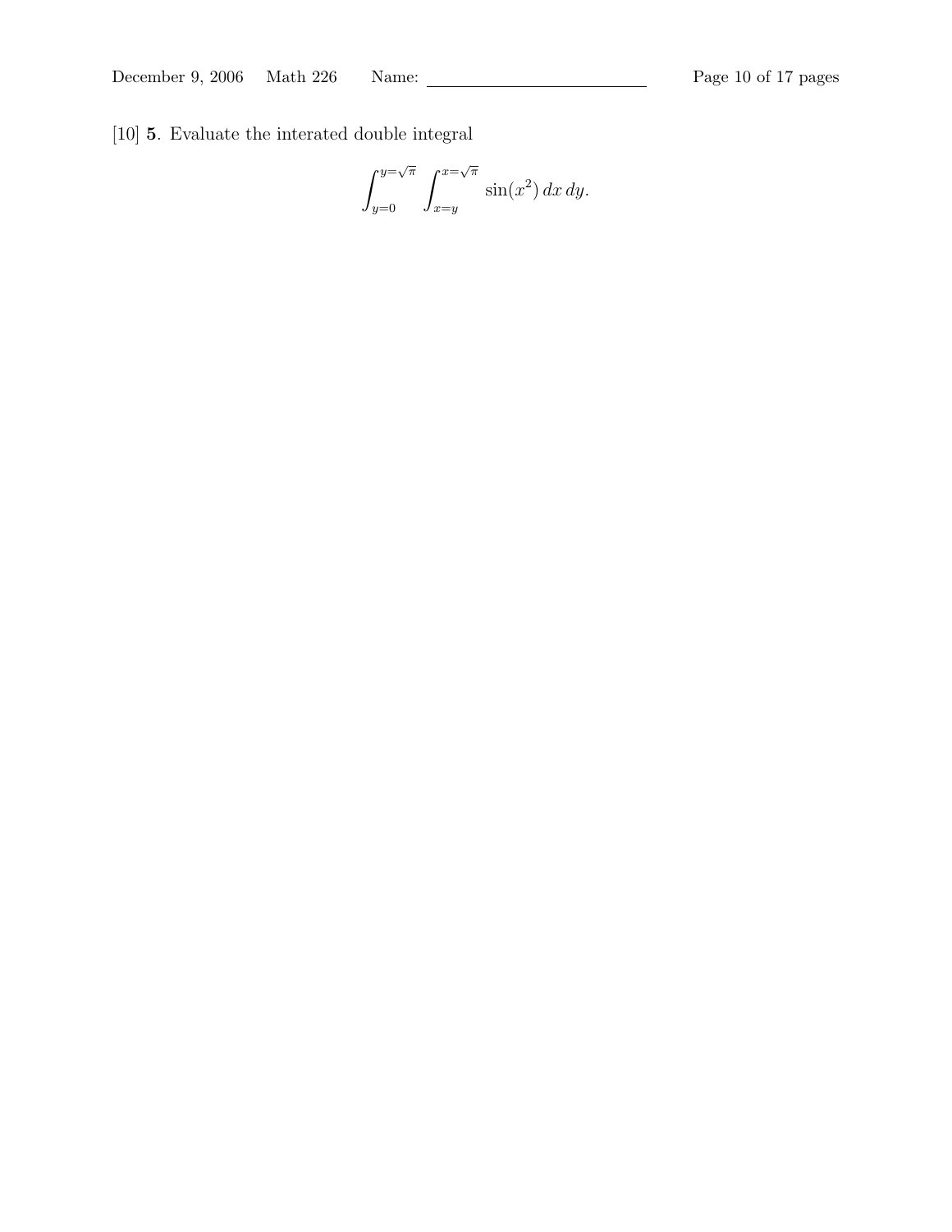[10] **5**. Evaluate the interated double integral

$$\int_{y=0}^{y=\sqrt{\pi}} \int_{x=y}^{x=\sqrt{\pi}} \sin(x^2)\, dx\, dy.$$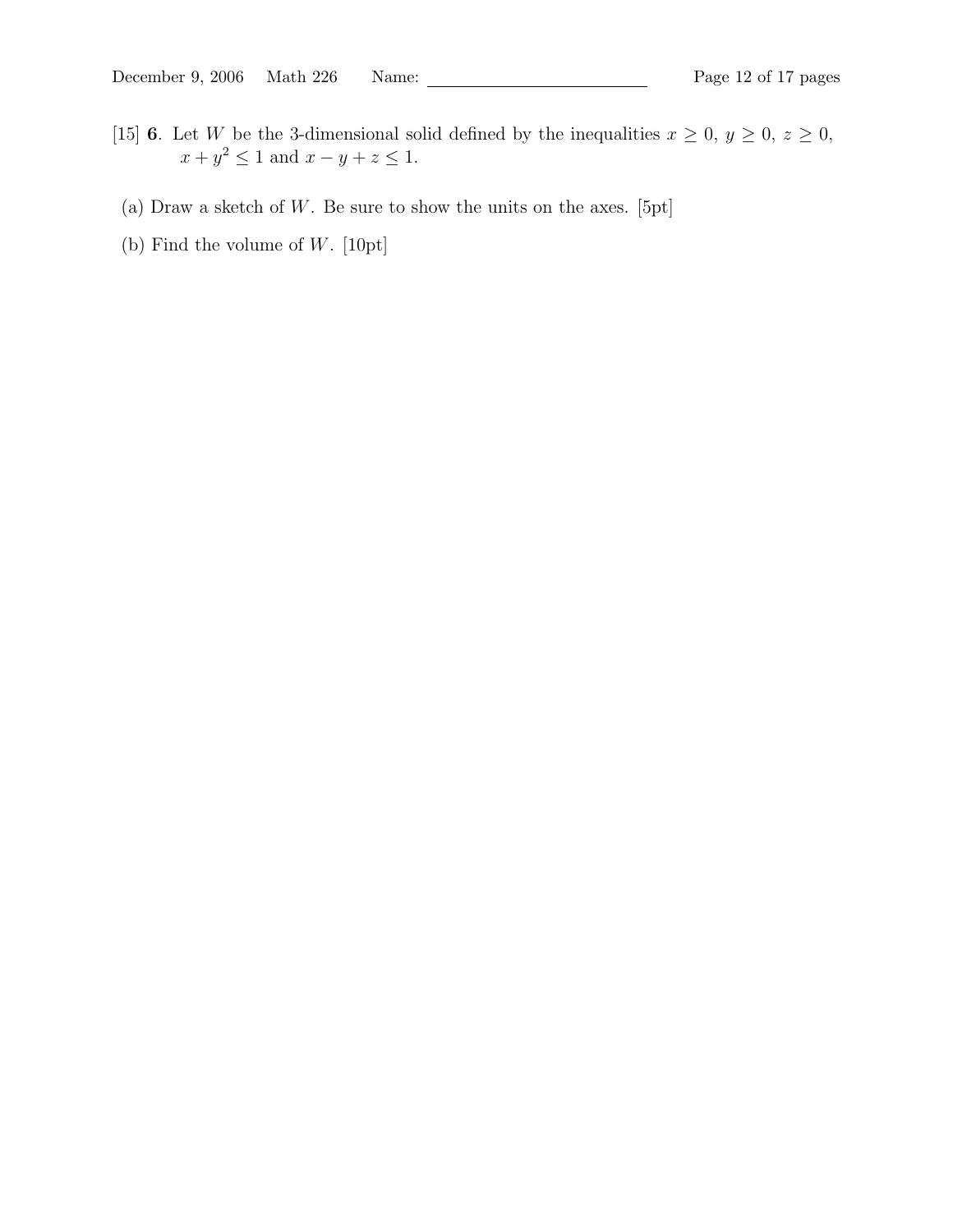[15] **6**. Let $W$ be the 3-dimensional solid defined by the inequalities $x \geq 0$, $y \geq 0$, $z \geq 0$, $x + y^2 \leq 1$ and $x - y + z \leq 1$.

(a) Draw a sketch of $W$. Be sure to show the units on the axes. [5pt]

(b) Find the volume of $W$. [10pt]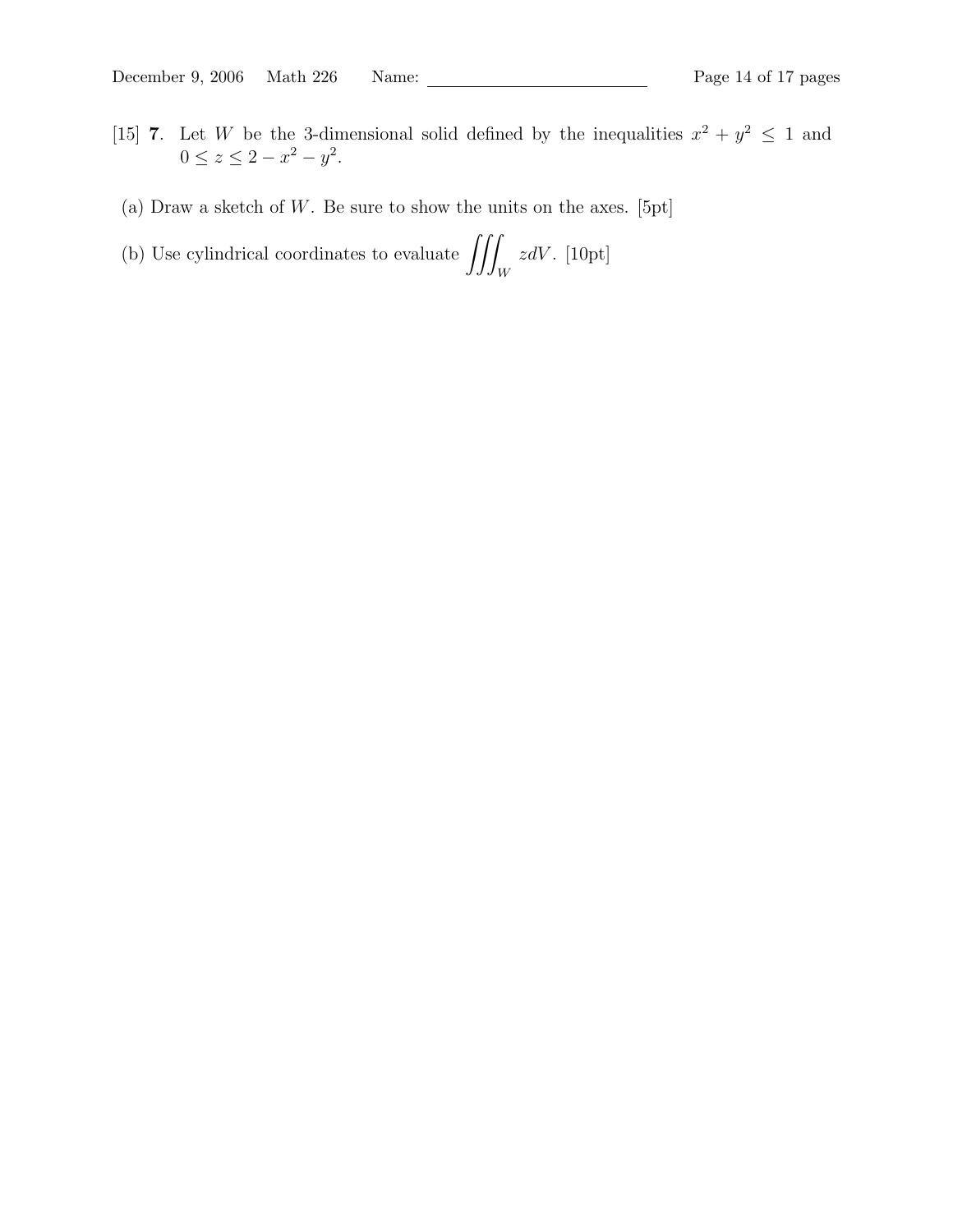[15] **7**. Let $W$ be the 3-dimensional solid defined by the inequalities $x^2 + y^2 \leq 1$ and $0 \leq z \leq 2 - x^2 - y^2$.

(a) Draw a sketch of $W$. Be sure to show the units on the axes. [5pt]

(b) Use cylindrical coordinates to evaluate $\iiint_W z\,dV$. [10pt]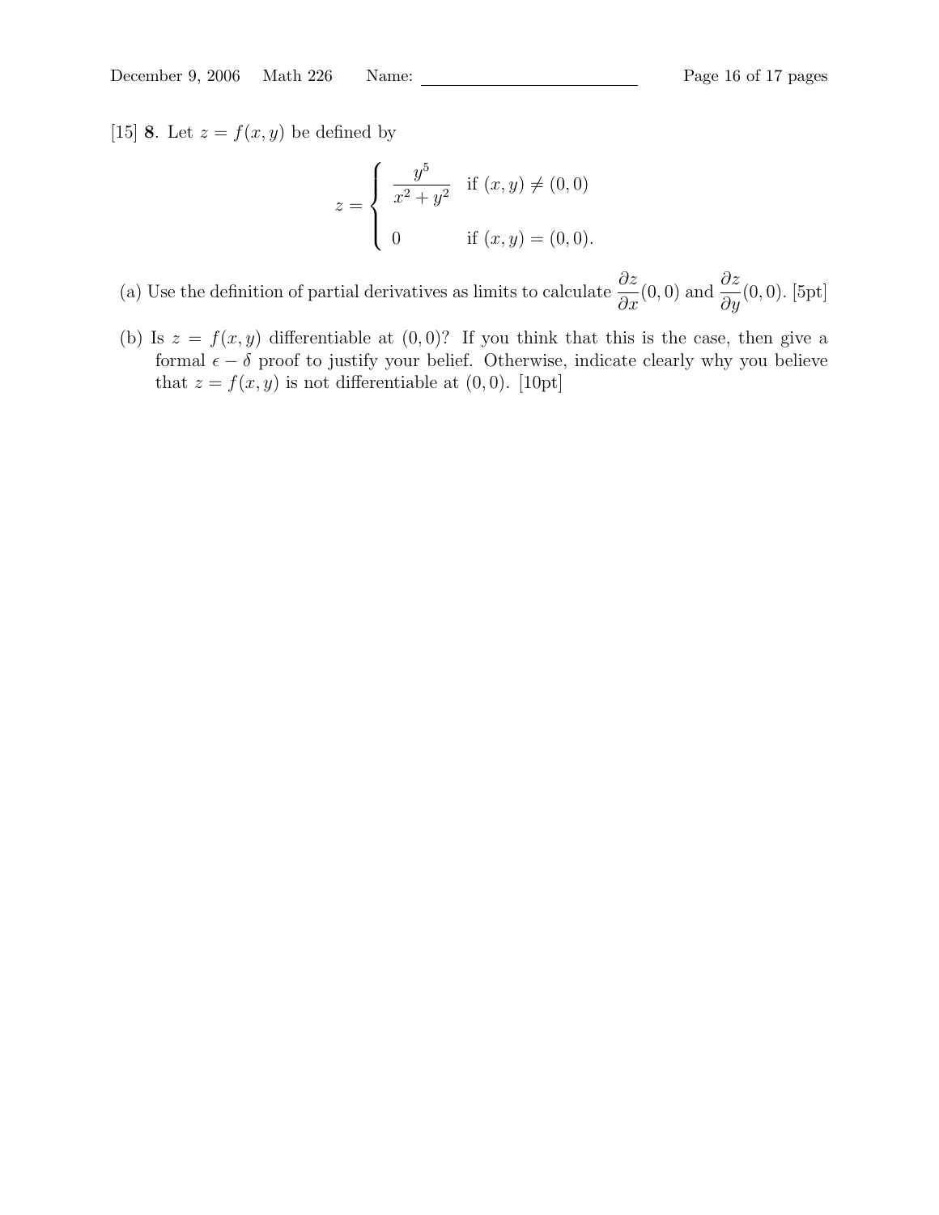[15] **8**. Let $z = f(x, y)$ be defined by

$$z = \begin{cases} \dfrac{y^5}{x^2 + y^2} & \text{if } (x, y) \neq (0, 0) \\ \\ 0 & \text{if } (x, y) = (0, 0). \end{cases}$$

(a) Use the definition of partial derivatives as limits to calculate $\dfrac{\partial z}{\partial x}(0, 0)$ and $\dfrac{\partial z}{\partial y}(0, 0)$. [5pt]

(b) Is $z = f(x, y)$ differentiable at $(0, 0)$? If you think that this is the case, then give a formal $\epsilon - \delta$ proof to justify your belief. Otherwise, indicate clearly why you believe that $z = f(x, y)$ is not differentiable at $(0, 0)$. [10pt]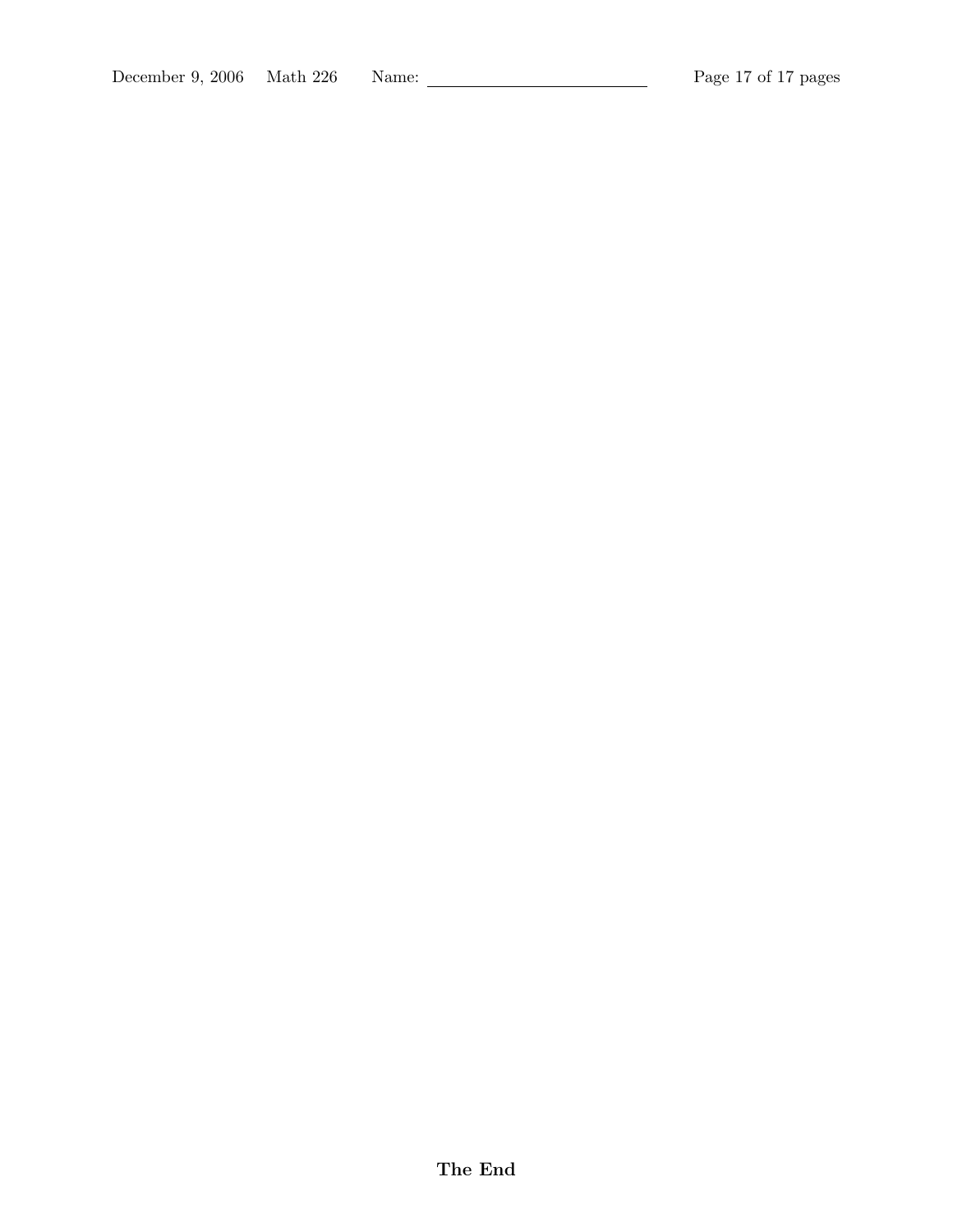**The End**